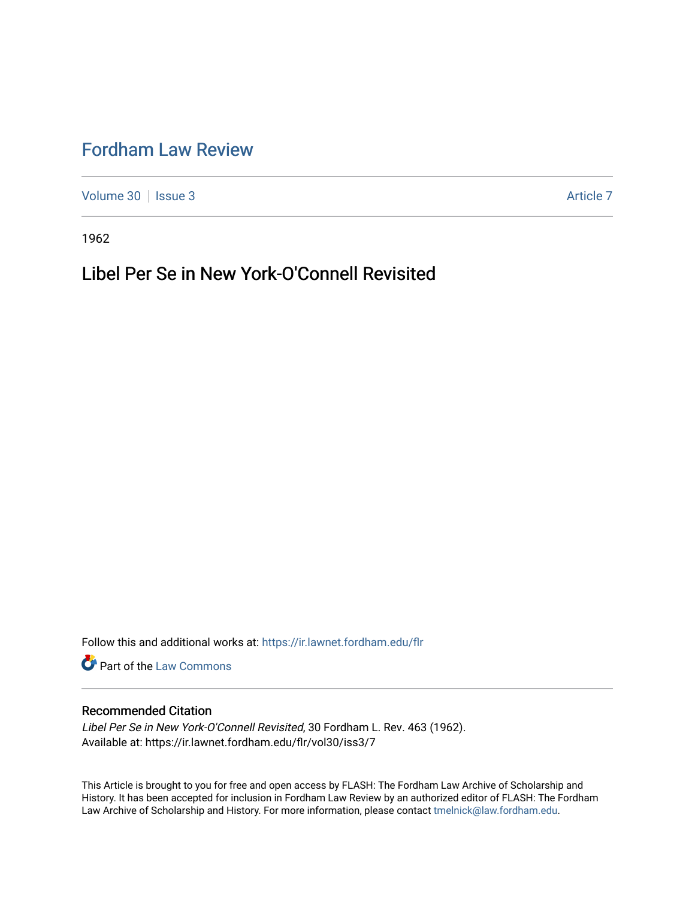# Fordham Law Review

Volume 30 | Issue 3 — Article 7

1962

## Libel Per Se in New York-O'Connell Revisited

Follow this and additional works at: https://ir.lawnet.fordham.edu/flr

Part of the Law Commons

### Recommended Citation

*Libel Per Se in New York-O'Connell Revisited*, 30 Fordham L. Rev. 463 (1962).
Available at: https://ir.lawnet.fordham.edu/flr/vol30/iss3/7

This Article is brought to you for free and open access by FLASH: The Fordham Law Archive of Scholarship and History. It has been accepted for inclusion in Fordham Law Review by an authorized editor of FLASH: The Fordham Law Archive of Scholarship and History. For more information, please contact tmelnick@law.fordham.edu.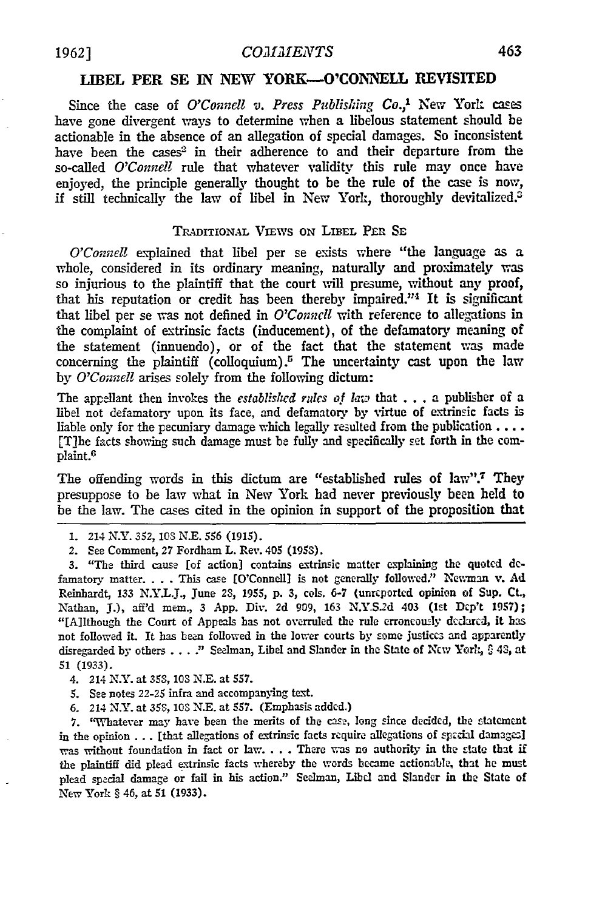## LIBEL PER SE IN NEW YORK—O'CONNELL REVISITED

Since the case of *O'Connell v. Press Publishing Co.*,[1] New York cases have gone divergent ways to determine when a libelous statement should be actionable in the absence of an allegation of special damages. So inconsistent have been the cases[2] in their adherence to and their departure from the so-called *O'Connell* rule that whatever validity this rule may once have enjoyed, the principle generally thought to be the rule of the case is now, if still technically the law of libel in New York, thoroughly devitalized.[3]

### TRADITIONAL VIEWS ON LIBEL PER SE

*O'Connell* explained that libel per se exists where "the language as a whole, considered in its ordinary meaning, naturally and proximately was so injurious to the plaintiff that the court will presume, without any proof, that his reputation or credit has been thereby impaired."[4] It is significant that libel per se was not defined in *O'Connell* with reference to allegations in the complaint of extrinsic facts (inducement), of the defamatory meaning of the statement (innuendo), or of the fact that the statement was made concerning the plaintiff (colloquium).[5] The uncertainty cast upon the law by *O'Connell* arises solely from the following dictum:

> The appellant then invokes the *established rules of law* that . . . a publisher of a libel not defamatory upon its face, and defamatory by virtue of extrinsic facts is liable only for the pecuniary damage which legally resulted from the publication . . . . [T]he facts showing such damage must be fully and specifically set forth in the complaint.[6]

The offending words in this dictum are "established rules of law".[7] They presuppose to be law what in New York had never previously been held to be the law. The cases cited in the opinion in support of the proposition that

---

1. 214 N.Y. 352, 108 N.E. 556 (1915).
2. See Comment, 27 Fordham L. Rev. 405 (1958).
3. "The third cause [of action] contains extrinsic matter explaining the quoted defamatory matter. . . . This case [O'Connell] is not generally followed." Newman v. Ad Reinhardt, 133 N.Y.L.J., June 28, 1955, p. 3, cols. 6-7 (unreported opinion of Sup. Ct., Nathan, J.), aff'd mem., 3 App. Div. 2d 909, 163 N.Y.S.2d 403 (1st Dep't 1957); "[A]lthough the Court of Appeals has not overruled the rule erroneously declared, it has not followed it. It has been followed in the lower courts by some justices and apparently disregarded by others . . . ." Seelman, Libel and Slander in the State of New York, § 48, at 51 (1933).
4. 214 N.Y. at 358, 108 N.E. at 557.
5. See notes 22-25 infra and accompanying text.
6. 214 N.Y. at 358, 108 N.E. at 557. (Emphasis added.)
7. "Whatever may have been the merits of the case, long since decided, the statement in the opinion . . . [that allegations of extrinsic facts require allegations of special damages] was without foundation in fact or law. . . . There was no authority in the state that if the plaintiff did plead extrinsic facts whereby the words became actionable, that he must plead special damage or fail in his action." Seelman, Libel and Slander in the State of New York § 46, at 51 (1933).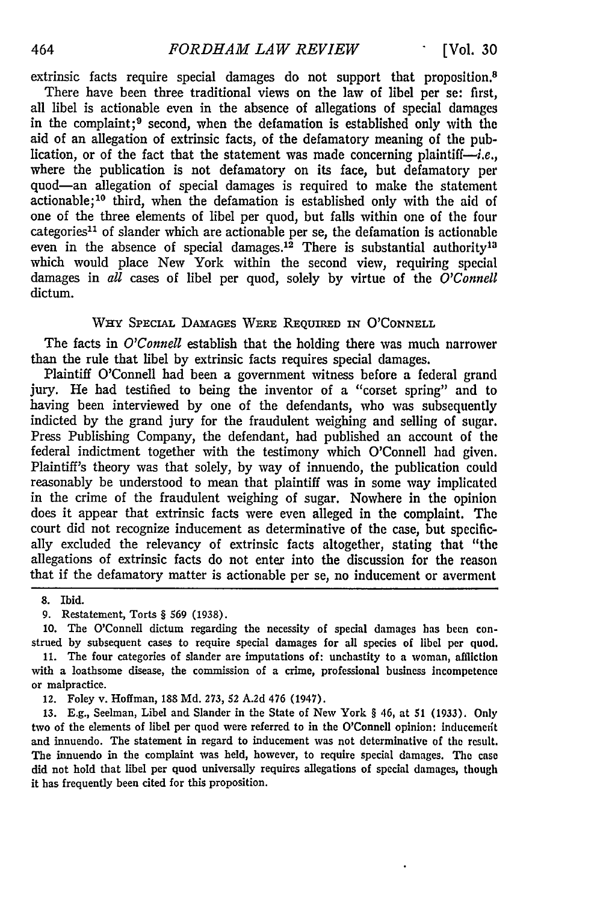extrinsic facts require special damages do not support that proposition.[8]

There have been three traditional views on the law of libel per se: first, all libel is actionable even in the absence of allegations of special damages in the complaint;[9] second, when the defamation is established only with the aid of an allegation of extrinsic facts, of the defamatory meaning of the publication, or of the fact that the statement was made concerning plaintiff—*i.e.*, where the publication is not defamatory on its face, but defamatory per quod—an allegation of special damages is required to make the statement actionable;[10] third, when the defamation is established only with the aid of one of the three elements of libel per quod, but falls within one of the four categories[11] of slander which are actionable per se, the defamation is actionable even in the absence of special damages.[12] There is substantial authority[13] which would place New York within the second view, requiring special damages in *all* cases of libel per quod, solely by virtue of the *O'Connell* dictum.

## Why Special Damages Were Required in O'Connell

The facts in *O'Connell* establish that the holding there was much narrower than the rule that libel by extrinsic facts requires special damages.

Plaintiff O'Connell had been a government witness before a federal grand jury. He had testified to being the inventor of a "corset spring" and to having been interviewed by one of the defendants, who was subsequently indicted by the grand jury for the fraudulent weighing and selling of sugar. Press Publishing Company, the defendant, had published an account of the federal indictment together with the testimony which O'Connell had given. Plaintiff's theory was that solely, by way of innuendo, the publication could reasonably be understood to mean that plaintiff was in some way implicated in the crime of the fraudulent weighing of sugar. Nowhere in the opinion does it appear that extrinsic facts were even alleged in the complaint. The court did not recognize inducement as determinative of the case, but specifically excluded the relevancy of extrinsic facts altogether, stating that "the allegations of extrinsic facts do not enter into the discussion for the reason that if the defamatory matter is actionable per se, no inducement or averment

---

8. Ibid.

9. Restatement, Torts § 569 (1938).

10. The O'Connell dictum regarding the necessity of special damages has been construed by subsequent cases to require special damages for all species of libel per quod.

11. The four categories of slander are imputations of: unchastity to a woman, affliction with a loathsome disease, the commission of a crime, professional business incompetence or malpractice.

12. Foley v. Hoffman, 188 Md. 273, 52 A.2d 476 (1947).

13. E.g., Seelman, Libel and Slander in the State of New York § 46, at 51 (1933). Only two of the elements of libel per quod were referred to in the O'Connell opinion: inducement and innuendo. The statement in regard to inducement was not determinative of the result. The innuendo in the complaint was held, however, to require special damages. The case did not hold that libel per quod universally requires allegations of special damages, though it has frequently been cited for this proposition.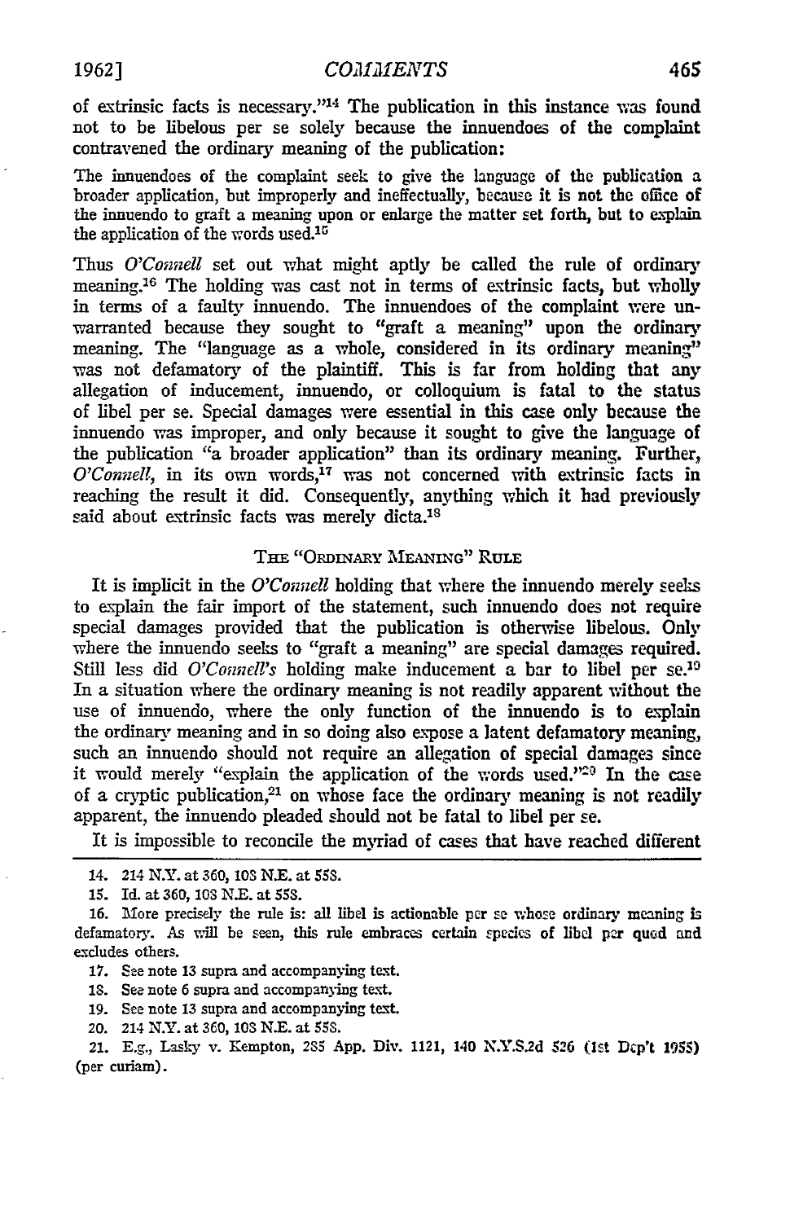of extrinsic facts is necessary."[14] The publication in this instance was found not to be libelous per se solely because the innuendoes of the complaint contravened the ordinary meaning of the publication:

> The innuendoes of the complaint seek to give the language of the publication a broader application, but improperly and ineffectually, because it is not the office of the innuendo to graft a meaning upon or enlarge the matter set forth, but to explain the application of the words used.[15]

Thus *O'Connell* set out what might aptly be called the rule of ordinary meaning.[16] The holding was cast not in terms of extrinsic facts, but wholly in terms of a faulty innuendo. The innuendoes of the complaint were unwarranted because they sought to "graft a meaning" upon the ordinary meaning. The "language as a whole, considered in its ordinary meaning" was not defamatory of the plaintiff. This is far from holding that any allegation of inducement, innuendo, or colloquium is fatal to the status of libel per se. Special damages were essential in this case only because the innuendo was improper, and only because it sought to give the language of the publication "a broader application" than its ordinary meaning. Further, *O'Connell*, in its own words,[17] was not concerned with extrinsic facts in reaching the result it did. Consequently, anything which it had previously said about extrinsic facts was merely dicta.[18]

## THE "ORDINARY MEANING" RULE

It is implicit in the *O'Connell* holding that where the innuendo merely seeks to explain the fair import of the statement, such innuendo does not require special damages provided that the publication is otherwise libelous. Only where the innuendo seeks to "graft a meaning" are special damages required. Still less did *O'Connell's* holding make inducement a bar to libel per se.[19] In a situation where the ordinary meaning is not readily apparent without the use of innuendo, where the only function of the innuendo is to explain the ordinary meaning and in so doing also expose a latent defamatory meaning, such an innuendo should not require an allegation of special damages since it would merely "explain the application of the words used."[20] In the case of a cryptic publication,[21] on whose face the ordinary meaning is not readily apparent, the innuendo pleaded should not be fatal to libel per se.

It is impossible to reconcile the myriad of cases that have reached different

---

14. 214 N.Y. at 360, 108 N.E. at 558.

15. Id. at 360, 108 N.E. at 558.

16. More precisely the rule is: all libel is actionable per se whose ordinary meaning is defamatory. As will be seen, this rule embraces certain species of libel per quod and excludes others.

17. See note 13 supra and accompanying text.

18. See note 6 supra and accompanying text.

19. See note 13 supra and accompanying text.

20. 214 N.Y. at 360, 108 N.E. at 558.

21. E.g., Lasky v. Kempton, 285 App. Div. 1121, 140 N.Y.S.2d 526 (1st Dep't 1955) (per curiam).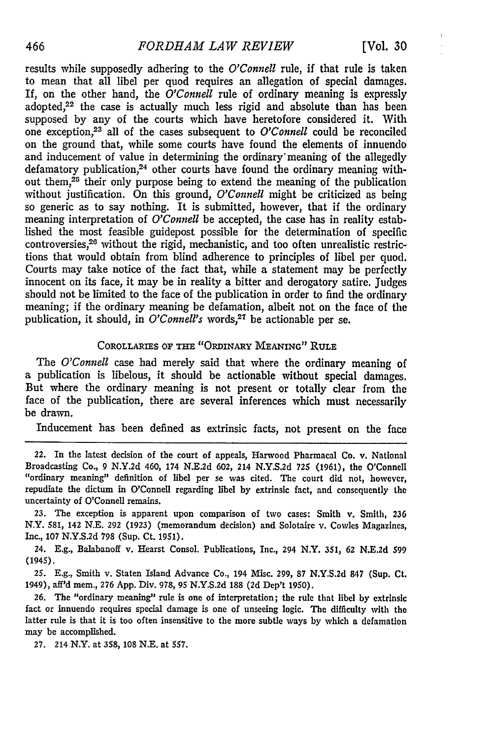results while supposedly adhering to the *O'Connell* rule, if that rule is taken to mean that all libel per quod requires an allegation of special damages. If, on the other hand, the *O'Connell* rule of ordinary meaning is expressly adopted,[22] the case is actually much less rigid and absolute than has been supposed by any of the courts which have heretofore considered it. With one exception,[23] all of the cases subsequent to *O'Connell* could be reconciled on the ground that, while some courts have found the elements of innuendo and inducement of value in determining the ordinary meaning of the allegedly defamatory publication,[24] other courts have found the ordinary meaning without them,[25] their only purpose being to extend the meaning of the publication without justification. On this ground, *O'Connell* might be criticized as being so generic as to say nothing. It is submitted, however, that if the ordinary meaning interpretation of *O'Connell* be accepted, the case has in reality established the most feasible guidepost possible for the determination of specific controversies,[26] without the rigid, mechanistic, and too often unrealistic restrictions that would obtain from blind adherence to principles of libel per quod. Courts may take notice of the fact that, while a statement may be perfectly innocent on its face, it may be in reality a bitter and derogatory satire. Judges should not be limited to the face of the publication in order to find the ordinary meaning; if the ordinary meaning be defamation, albeit not on the face of the publication, it should, in *O'Connell's* words,[27] be actionable per se.

## COROLLARIES OF THE "ORDINARY MEANING" RULE

The *O'Connell* case had merely said that where the ordinary meaning of a publication is libelous, it should be actionable without special damages. But where the ordinary meaning is not present or totally clear from the face of the publication, there are several inferences which must necessarily be drawn.

Inducement has been defined as extrinsic facts, not present on the face

---

22. In the latest decision of the court of appeals, Harwood Pharmacal Co. v. National Broadcasting Co., 9 N.Y.2d 460, 174 N.E.2d 602, 214 N.Y.S.2d 725 (1961), the O'Connell "ordinary meaning" definition of libel per se was cited. The court did not, however, repudiate the dictum in O'Connell regarding libel by extrinsic fact, and consequently the uncertainty of O'Connell remains.

23. The exception is apparent upon comparison of two cases: Smith v. Smith, 236 N.Y. 581, 142 N.E. 292 (1923) (memorandum decision) and Solotaire v. Cowles Magazines, Inc., 107 N.Y.S.2d 798 (Sup. Ct. 1951).

24. E.g., Balabanoff v. Hearst Consol. Publications, Inc., 294 N.Y. 351, 62 N.E.2d 599 (1945).

25. E.g., Smith v. Staten Island Advance Co., 194 Misc. 299, 87 N.Y.S.2d 847 (Sup. Ct. 1949), aff'd mem., 276 App. Div. 978, 95 N.Y.S.2d 188 (2d Dep't 1950).

26. The "ordinary meaning" rule is one of interpretation; the rule that libel by extrinsic fact or innuendo requires special damage is one of unseeing logic. The difficulty with the latter rule is that it is too often insensitive to the more subtle ways by which a defamation may be accomplished.

27. 214 N.Y. at 358, 108 N.E. at 557.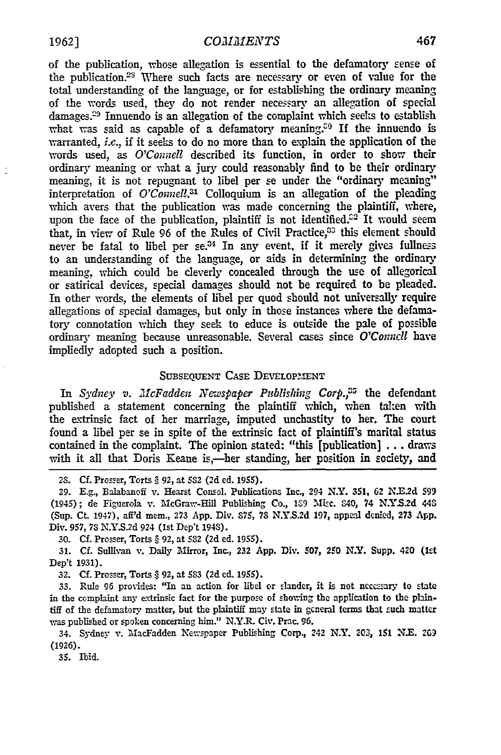of the publication, whose allegation is essential to the defamatory sense of the publication.[28] Where such facts are necessary or even of value for the total understanding of the language, or for establishing the ordinary meaning of the words used, they do not render necessary an allegation of special damages.[29] Innuendo is an allegation of the complaint which seeks to establish what was said as capable of a defamatory meaning.[30] If the innuendo is warranted, *i.e.*, if it seeks to do no more than to explain the application of the words used, as *O'Connell* described its function, in order to show their ordinary meaning or what a jury could reasonably find to be their ordinary meaning, it is not repugnant to libel per se under the "ordinary meaning" interpretation of *O'Connell*.[31] Colloquium is an allegation of the pleading which avers that the publication was made concerning the plaintiff, where, upon the face of the publication, plaintiff is not identified.[32] It would seem that, in view of Rule 96 of the Rules of Civil Practice,[33] this element should never be fatal to libel per se.[34] In any event, if it merely gives fullness to an understanding of the language, or aids in determining the ordinary meaning, which could be cleverly concealed through the use of allegorical or satirical devices, special damages should not be required to be pleaded. In other words, the elements of libel per quod should not universally require allegations of special damages, but only in those instances where the defamatory connotation which they seek to educe is outside the pale of possible ordinary meaning because unreasonable. Several cases since *O'Connell* have impliedly adopted such a position.

## Subsequent Case Development

In *Sydney v. McFadden Newspaper Publishing Corp.*,[35] the defendant published a statement concerning the plaintiff which, when taken with the extrinsic fact of her marriage, imputed unchastity to her. The court found a libel per se in spite of the extrinsic fact of plaintiff's marital status contained in the complaint. The opinion stated: "this [publication] . . . draws with it all that Doris Keane is,—her standing, her position in society, and

---

28. Cf. Prosser, Torts § 92, at 582 (2d ed. 1955).

29. E.g., Balabanoff v. Hearst Consol. Publications Inc., 294 N.Y. 351, 62 N.E.2d 599 (1945); de Figuerola v. McGraw-Hill Publishing Co., 189 Misc. 840, 74 N.Y.S.2d 448 (Sup. Ct. 1947), aff'd mem., 273 App. Div. 875, 78 N.Y.S.2d 197, appeal denied, 273 App. Div. 957, 78 N.Y.S.2d 924 (1st Dep't 1948).

30. Cf. Prosser, Torts § 92, at 582 (2d ed. 1955).

31. Cf. Sullivan v. Daily Mirror, Inc., 232 App. Div. 507, 250 N.Y. Supp. 420 (1st Dep't 1931).

32. Cf. Prosser, Torts § 92, at 583 (2d ed. 1955).

33. Rule 96 provides: "In an action for libel or slander, it is not necessary to state in the complaint any extrinsic fact for the purpose of showing the application to the plaintiff of the defamatory matter, but the plaintiff may state in general terms that such matter was published or spoken concerning him." N.Y.R. Civ. Prac. 96.

34. Sydney v. MacFadden Newspaper Publishing Corp., 242 N.Y. 208, 151 N.E. 209 (1926).

35. Ibid.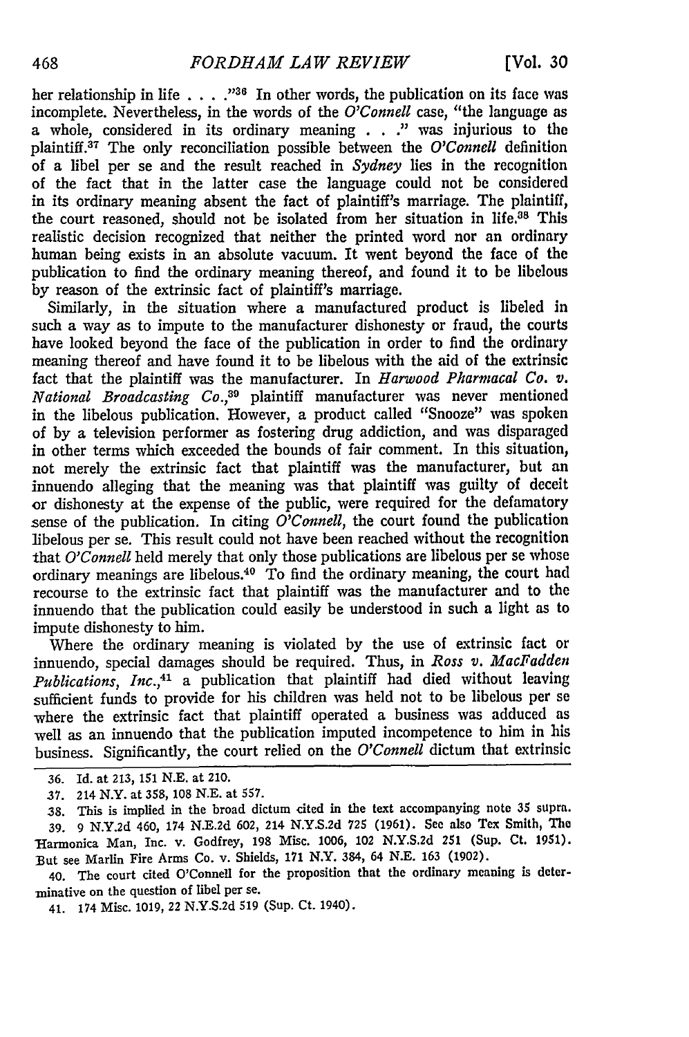her relationship in life . . . ."[36] In other words, the publication on its face was incomplete. Nevertheless, in the words of the *O'Connell* case, "the language as a whole, considered in its ordinary meaning . . ." was injurious to the plaintiff.[37] The only reconciliation possible between the *O'Connell* definition of a libel per se and the result reached in *Sydney* lies in the recognition of the fact that in the latter case the language could not be considered in its ordinary meaning absent the fact of plaintiff's marriage. The plaintiff, the court reasoned, should not be isolated from her situation in life.[38] This realistic decision recognized that neither the printed word nor an ordinary human being exists in an absolute vacuum. It went beyond the face of the publication to find the ordinary meaning thereof, and found it to be libelous by reason of the extrinsic fact of plaintiff's marriage.

Similarly, in the situation where a manufactured product is libeled in such a way as to impute to the manufacturer dishonesty or fraud, the courts have looked beyond the face of the publication in order to find the ordinary meaning thereof and have found it to be libelous with the aid of the extrinsic fact that the plaintiff was the manufacturer. In *Harwood Pharmacal Co. v. National Broadcasting Co.*,[39] plaintiff manufacturer was never mentioned in the libelous publication. However, a product called "Snooze" was spoken of by a television performer as fostering drug addiction, and was disparaged in other terms which exceeded the bounds of fair comment. In this situation, not merely the extrinsic fact that plaintiff was the manufacturer, but an innuendo alleging that the meaning was that plaintiff was guilty of deceit or dishonesty at the expense of the public, were required for the defamatory sense of the publication. In citing *O'Connell*, the court found the publication libelous per se. This result could not have been reached without the recognition that *O'Connell* held merely that only those publications are libelous per se whose ordinary meanings are libelous.[40] To find the ordinary meaning, the court had recourse to the extrinsic fact that plaintiff was the manufacturer and to the innuendo that the publication could easily be understood in such a light as to impute dishonesty to him.

Where the ordinary meaning is violated by the use of extrinsic fact or innuendo, special damages should be required. Thus, in *Ross v. MacFadden Publications, Inc.*,[41] a publication that plaintiff had died without leaving sufficient funds to provide for his children was held not to be libelous per se where the extrinsic fact that plaintiff operated a business was adduced as well as an innuendo that the publication imputed incompetence to him in his business. Significantly, the court relied on the *O'Connell* dictum that extrinsic

---

36. Id. at 213, 151 N.E. at 210.

37. 214 N.Y. at 358, 108 N.E. at 557.

38. This is implied in the broad dictum cited in the text accompanying note 35 supra.

39. 9 N.Y.2d 460, 174 N.E.2d 602, 214 N.Y.S.2d 725 (1961). See also Tex Smith, The Harmonica Man, Inc. v. Godfrey, 198 Misc. 1006, 102 N.Y.S.2d 251 (Sup. Ct. 1951). But see Marlin Fire Arms Co. v. Shields, 171 N.Y. 384, 64 N.E. 163 (1902).

40. The court cited O'Connell for the proposition that the ordinary meaning is determinative on the question of libel per se.

41. 174 Misc. 1019, 22 N.Y.S.2d 519 (Sup. Ct. 1940).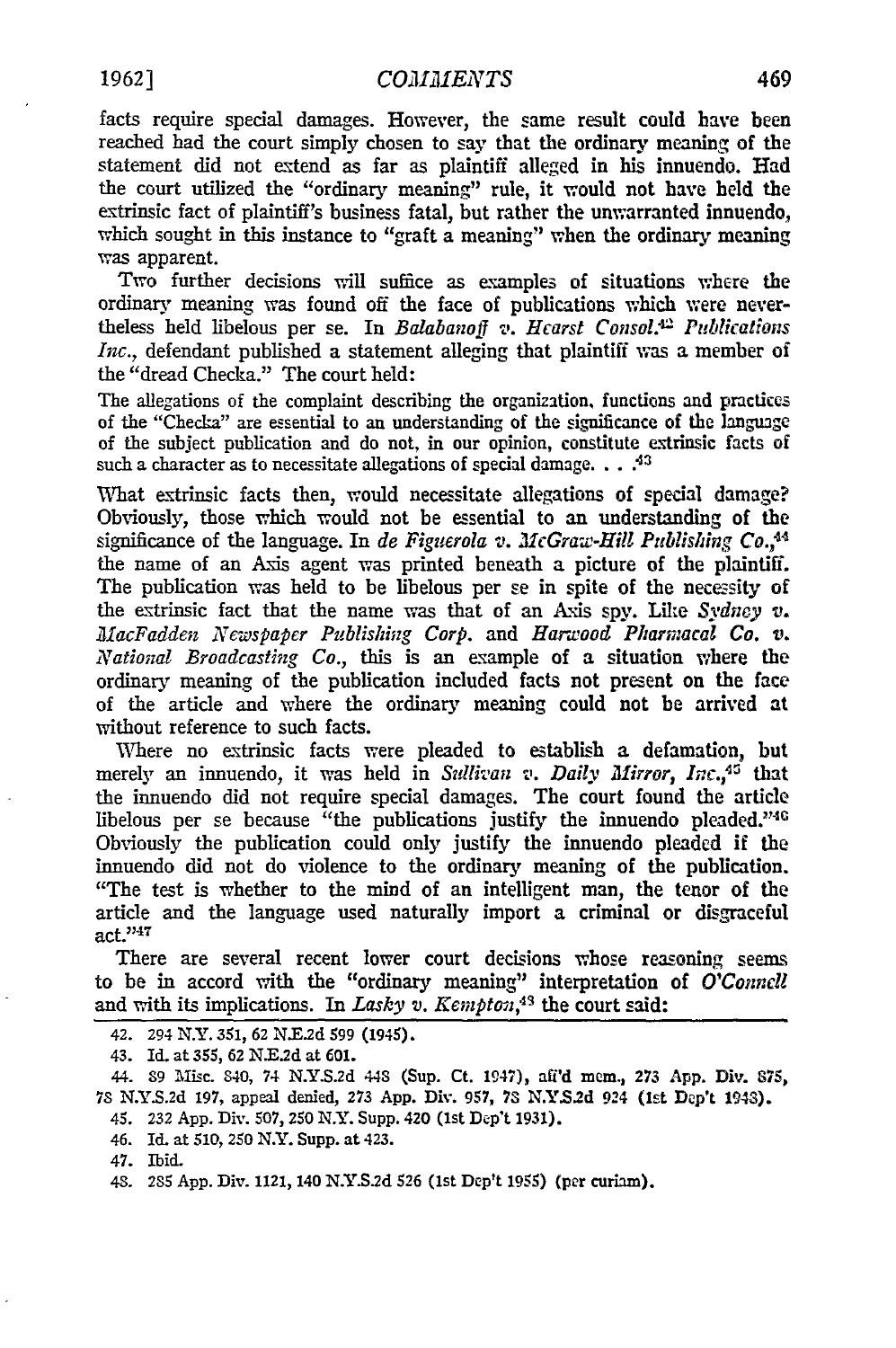facts require special damages. However, the same result could have been reached had the court simply chosen to say that the ordinary meaning of the statement did not extend as far as plaintiff alleged in his innuendo. Had the court utilized the "ordinary meaning" rule, it would not have held the extrinsic fact of plaintiff's business fatal, but rather the unwarranted innuendo, which sought in this instance to "graft a meaning" when the ordinary meaning was apparent.

Two further decisions will suffice as examples of situations where the ordinary meaning was found off the face of publications which were nevertheless held libelous per se. In *Balabanoff v. Hearst Consol.*[42] *Publications Inc.*, defendant published a statement alleging that plaintiff was a member of the "dread Checka." The court held:

> The allegations of the complaint describing the organization, functions and practices of the "Checka" are essential to an understanding of the significance of the language of the subject publication and do not, in our opinion, constitute extrinsic facts of such a character as to necessitate allegations of special damage. . . .[43]

What extrinsic facts then, would necessitate allegations of special damage? Obviously, those which would not be essential to an understanding of the significance of the language. In *de Figuerola v. McGraw-Hill Publishing Co.*,[44] the name of an Axis agent was printed beneath a picture of the plaintiff. The publication was held to be libelous per se in spite of the necessity of the extrinsic fact that the name was that of an Axis spy. Like *Sydney v. MacFadden Newspaper Publishing Corp.* and *Harwood Pharmacal Co. v. National Broadcasting Co.*, this is an example of a situation where the ordinary meaning of the publication included facts not present on the face of the article and where the ordinary meaning could not be arrived at without reference to such facts.

Where no extrinsic facts were pleaded to establish a defamation, but merely an innuendo, it was held in *Sullivan v. Daily Mirror, Inc.*,[45] that the innuendo did not require special damages. The court found the article libelous per se because "the publications justify the innuendo pleaded."[46] Obviously the publication could only justify the innuendo pleaded if the innuendo did not do violence to the ordinary meaning of the publication. "The test is whether to the mind of an intelligent man, the tenor of the article and the language used naturally import a criminal or disgraceful act."[47]

There are several recent lower court decisions whose reasoning seems to be in accord with the "ordinary meaning" interpretation of *O'Connell* and with its implications. In *Lasky v. Kempton*,[48] the court said:

---

42. 294 N.Y. 351, 62 N.E.2d 599 (1945).

43. Id. at 355, 62 N.E.2d at 601.

44. 89 Misc. 840, 74 N.Y.S.2d 448 (Sup. Ct. 1947), aff'd mem., 273 App. Div. 875, 78 N.Y.S.2d 197, appeal denied, 273 App. Div. 957, 78 N.Y.S.2d 924 (1st Dep't 1948).

45. 232 App. Div. 507, 250 N.Y. Supp. 420 (1st Dep't 1931).

46. Id. at 510, 250 N.Y. Supp. at 423.

47. Ibid.

48. 285 App. Div. 1121, 140 N.Y.S.2d 526 (1st Dep't 1955) (per curiam).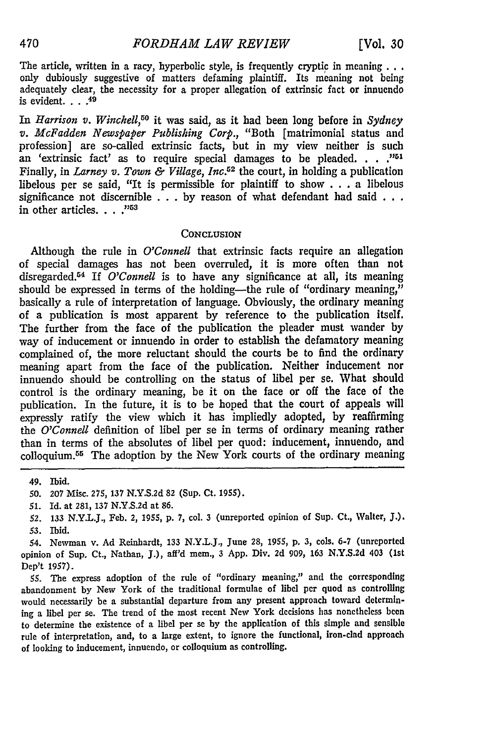The article, written in a racy, hyperbolic style, is frequently cryptic in meaning . . . only dubiously suggestive of matters defaming plaintiff. Its meaning not being adequately clear, the necessity for a proper allegation of extrinsic fact or innuendo is evident. . . .[49]

In *Harrison v. Winchell*,[50] it was said, as it had been long before in *Sydney v. McFadden Newspaper Publishing Corp.*, "Both [matrimonial status and profession] are so-called extrinsic facts, but in my view neither is such an 'extrinsic fact' as to require special damages to be pleaded. . . ."[51] Finally, in *Larney v. Town & Village, Inc.*[52] the court, in holding a publication libelous per se said, "It is permissible for plaintiff to show . . . a libelous significance not discernible . . . by reason of what defendant had said . . . in other articles. . . ."[53]

## CONCLUSION

Although the rule in *O'Connell* that extrinsic facts require an allegation of special damages has not been overruled, it is more often than not disregarded.[54] If *O'Connell* is to have any significance at all, its meaning should be expressed in terms of the holding—the rule of "ordinary meaning," basically a rule of interpretation of language. Obviously, the ordinary meaning of a publication is most apparent by reference to the publication itself. The further from the face of the publication the pleader must wander by way of inducement or innuendo in order to establish the defamatory meaning complained of, the more reluctant should the courts be to find the ordinary meaning apart from the face of the publication. Neither inducement nor innuendo should be controlling on the status of libel per se. What should control is the ordinary meaning, be it on the face or off the face of the publication. In the future, it is to be hoped that the court of appeals will expressly ratify the view which it has impliedly adopted, by reaffirming the *O'Connell* definition of libel per se in terms of ordinary meaning rather than in terms of the absolutes of libel per quod: inducement, innuendo, and colloquium.[55] The adoption by the New York courts of the ordinary meaning

---

49. Ibid.

50. 207 Misc. 275, 137 N.Y.S.2d 82 (Sup. Ct. 1955).

51. Id. at 281, 137 N.Y.S.2d at 86.

52. 133 N.Y.L.J., Feb. 2, 1955, p. 7, col. 3 (unreported opinion of Sup. Ct., Walter, J.).

53. Ibid.

54. Newman v. Ad Reinhardt, 133 N.Y.L.J., June 28, 1955, p. 3, cols. 6-7 (unreported opinion of Sup. Ct., Nathan, J.), aff'd mem., 3 App. Div. 2d 909, 163 N.Y.S.2d 403 (1st Dep't 1957).

55. The express adoption of the rule of "ordinary meaning," and the corresponding abandonment by New York of the traditional formulae of libel per quod as controlling would necessarily be a substantial departure from any present approach toward determining a libel per se. The trend of the most recent New York decisions has nonetheless been to determine the existence of a libel per se by the application of this simple and sensible rule of interpretation, and, to a large extent, to ignore the functional, iron-clad approach of looking to inducement, innuendo, or colloquium as controlling.